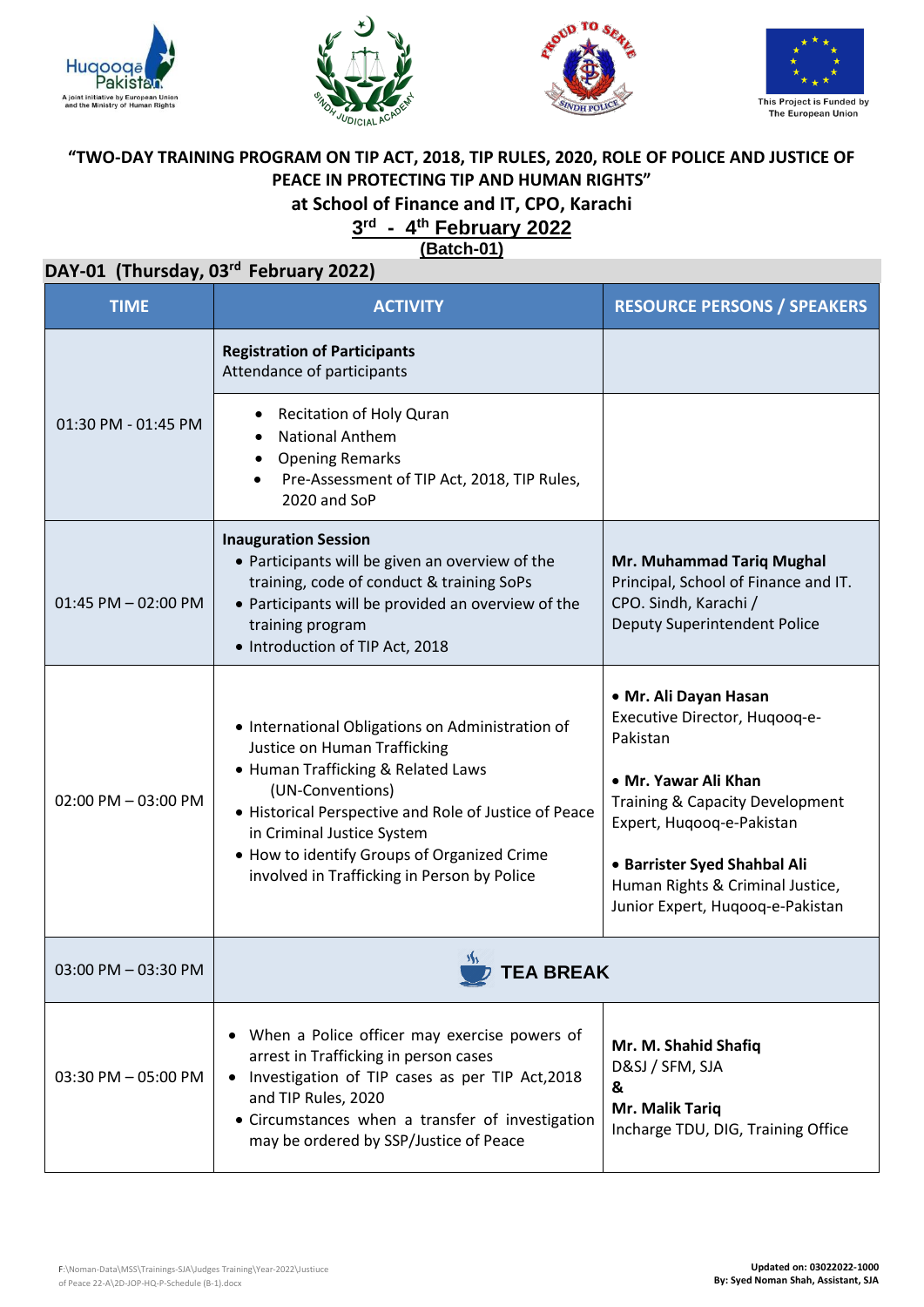**“TWO-DAY TRAINING PROGRAM ON TIP ACT, 2018, TIP RULES, 2020, ROLE OF POLICE AND JUSTICE OF PEACE IN PROTECTING TIP AND HUMAN RIGHTS”**

**at School of Finance and IT, CPO, Karachi**

**3rd - 4th February 2022**

**(Batch-01)**

## DAY-01 (Thursday, 03rd February 2022)

| TIME | ACTIVITY | RESOURCE PERSONS / SPEAKERS |
|---|---|---|
| 01:30 PM - 01:45 PM | **Registration of Participants**<br>Attendance of participants | |
| | • Recitation of Holy Quran<br>• National Anthem<br>• Opening Remarks<br>• Pre-Assessment of TIP Act, 2018, TIP Rules, 2020 and SoP | |
| 01:45 PM – 02:00 PM | **Inauguration Session**<br>• Participants will be given an overview of the training, code of conduct & training SoPs<br>• Participants will be provided an overview of the training program<br>• Introduction of TIP Act, 2018 | **Mr. Muhammad Tariq Mughal**<br>Principal, School of Finance and IT. CPO. Sindh, Karachi /<br>Deputy Superintendent Police |
| 02:00 PM – 03:00 PM | • International Obligations on Administration of Justice on Human Trafficking<br>• Human Trafficking & Related Laws (UN-Conventions)<br>• Historical Perspective and Role of Justice of Peace in Criminal Justice System<br>• How to identify Groups of Organized Crime involved in Trafficking in Person by Police | • **Mr. Ali Dayan Hasan**<br>Executive Director, Huqooq-e-Pakistan<br><br>• **Mr. Yawar Ali Khan**<br>Training & Capacity Development Expert, Huqooq-e-Pakistan<br><br>• **Barrister Syed Shahbal Ali**<br>Human Rights & Criminal Justice, Junior Expert, Huqooq-e-Pakistan |
| 03:00 PM – 03:30 PM | **TEA BREAK** | |
| 03:30 PM – 05:00 PM | • When a Police officer may exercise powers of arrest in Trafficking in person cases<br>• Investigation of TIP cases as per TIP Act,2018 and TIP Rules, 2020<br>• Circumstances when a transfer of investigation may be ordered by SSP/Justice of Peace | **Mr. M. Shahid Shafiq**<br>D&SJ / SFM, SJA<br>**&**<br>**Mr. Malik Tariq**<br>Incharge TDU, DIG, Training Office |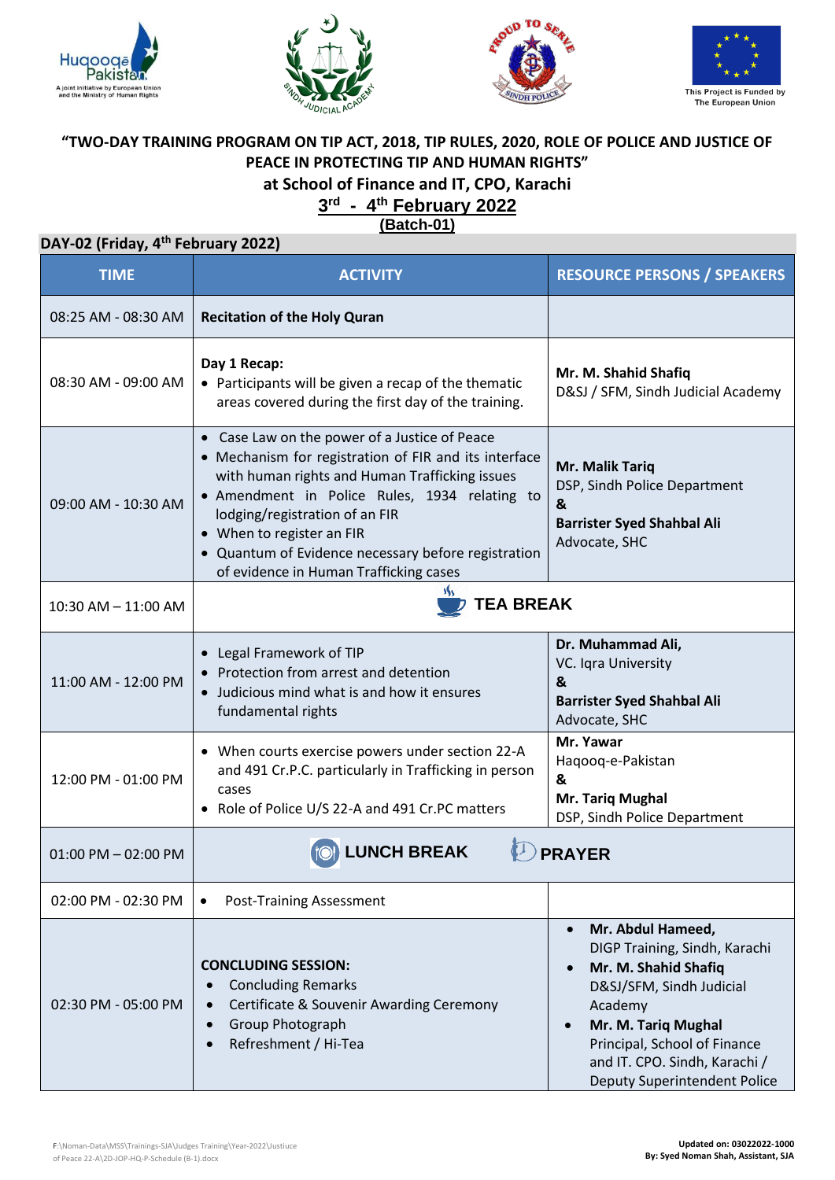Huqooq-e-Pakistan — A joint initiative by European Union and the Ministry of Human Rights

This Project is Funded by The European Union

## "TWO-DAY TRAINING PROGRAM ON TIP ACT, 2018, TIP RULES, 2020, ROLE OF POLICE AND JUSTICE OF PEACE IN PROTECTING TIP AND HUMAN RIGHTS"

### at School of Finance and IT, CPO, Karachi

### 3rd - 4th February 2022

**(Batch-01)**

**DAY-02 (Friday, 4th February 2022)**

| TIME | ACTIVITY | RESOURCE PERSONS / SPEAKERS |
|---|---|---|
| 08:25 AM - 08:30 AM | **Recitation of the Holy Quran** | |
| 08:30 AM - 09:00 AM | **Day 1 Recap:**<br>• Participants will be given a recap of the thematic areas covered during the first day of the training. | **Mr. M. Shahid Shafiq**<br>D&SJ / SFM, Sindh Judicial Academy |
| 09:00 AM - 10:30 AM | • Case Law on the power of a Justice of Peace<br>• Mechanism for registration of FIR and its interface with human rights and Human Trafficking issues<br>• Amendment in Police Rules, 1934 relating to lodging/registration of an FIR<br>• When to register an FIR<br>• Quantum of Evidence necessary before registration of evidence in Human Trafficking cases | **Mr. Malik Tariq**<br>DSP, Sindh Police Department<br>**&**<br>**Barrister Syed Shahbal Ali**<br>Advocate, SHC |
| 10:30 AM – 11:00 AM | **TEA BREAK** | |
| 11:00 AM - 12:00 PM | • Legal Framework of TIP<br>• Protection from arrest and detention<br>• Judicious mind what is and how it ensures fundamental rights | **Dr. Muhammad Ali,**<br>VC. Iqra University<br>**&**<br>**Barrister Syed Shahbal Ali**<br>Advocate, SHC |
| 12:00 PM - 01:00 PM | • When courts exercise powers under section 22-A and 491 Cr.P.C. particularly in Trafficking in person cases<br>• Role of Police U/S 22-A and 491 Cr.PC matters | **Mr. Yawar**<br>Haqooq-e-Pakistan<br>**&**<br>**Mr. Tariq Mughal**<br>DSP, Sindh Police Department |
| 01:00 PM – 02:00 PM | **LUNCH BREAK** **PRAYER** | |
| 02:00 PM - 02:30 PM | • Post-Training Assessment | |
| 02:30 PM - 05:00 PM | **CONCLUDING SESSION:**<br>• Concluding Remarks<br>• Certificate & Souvenir Awarding Ceremony<br>• Group Photograph<br>• Refreshment / Hi-Tea | • **Mr. Abdul Hameed,** DIGP Training, Sindh, Karachi<br>• **Mr. M. Shahid Shafiq** D&SJ/SFM, Sindh Judicial Academy<br>• **Mr. M. Tariq Mughal** Principal, School of Finance and IT. CPO. Sindh, Karachi / Deputy Superintendent Police |

F:\Noman-Data\MSS\Trainings-SJA\Judges Training\Year-2022\Justiuce of Peace 22-A\2D-JOP-HQ-P-Schedule (B-1).docx

**Updated on: 03022022-1000**
**By: Syed Noman Shah, Assistant, SJA**